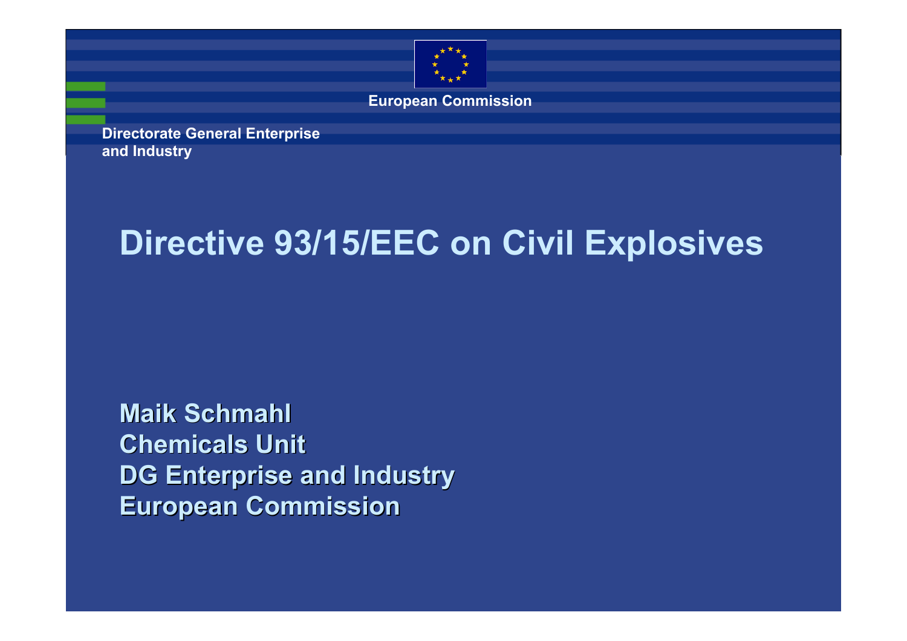European Commission

Directorate General Enterprise and Industry

# Directive 93/15/EEC on Civil Explosives

**Maik Schmahl**
**Chemicals Unit**
**DG Enterprise and Industry**
**European Commission**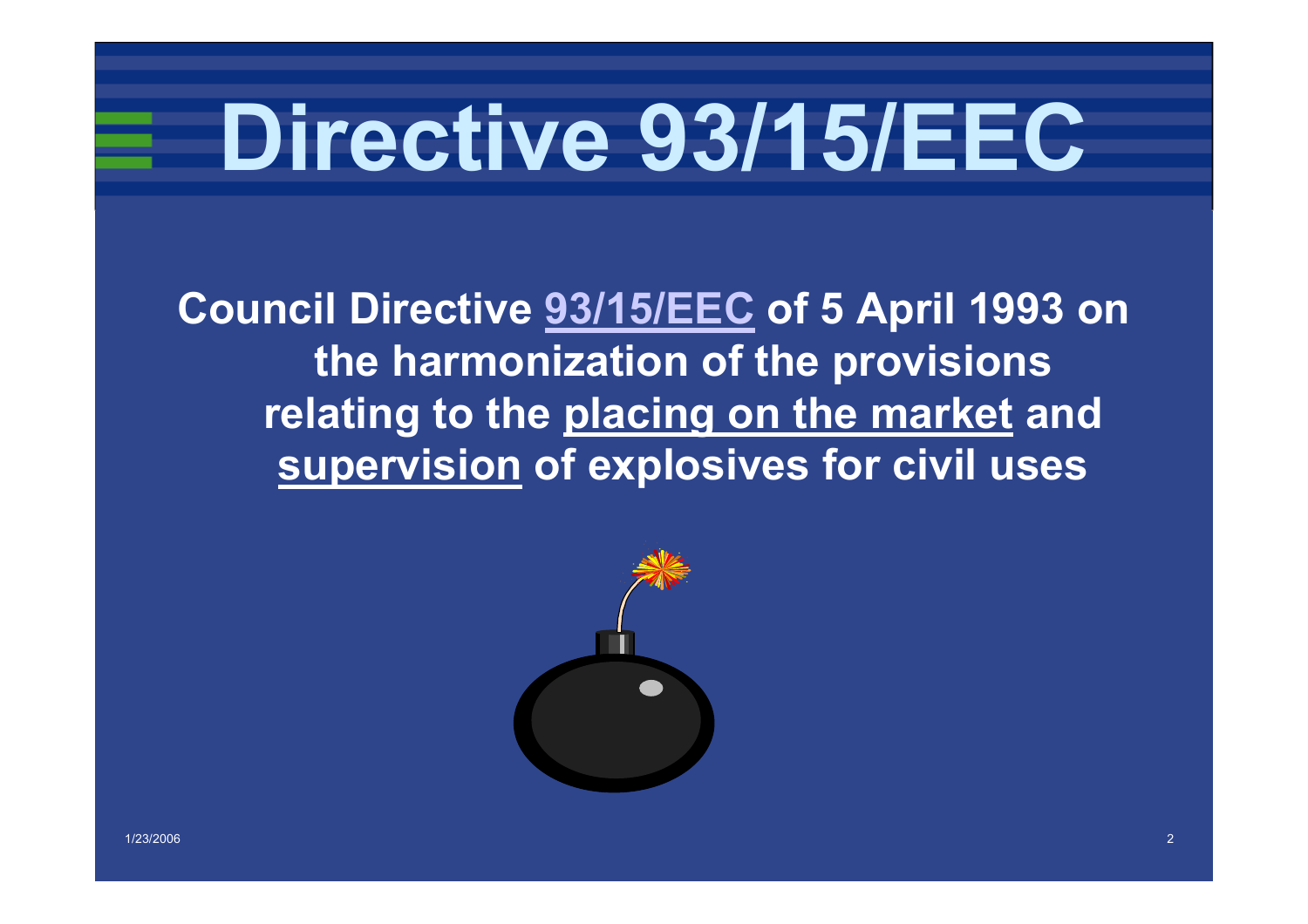# Directive 93/15/EEC

**Council Directive 93/15/EEC of 5 April 1993 on the harmonization of the provisions relating to the placing on the market and supervision of explosives for civil uses**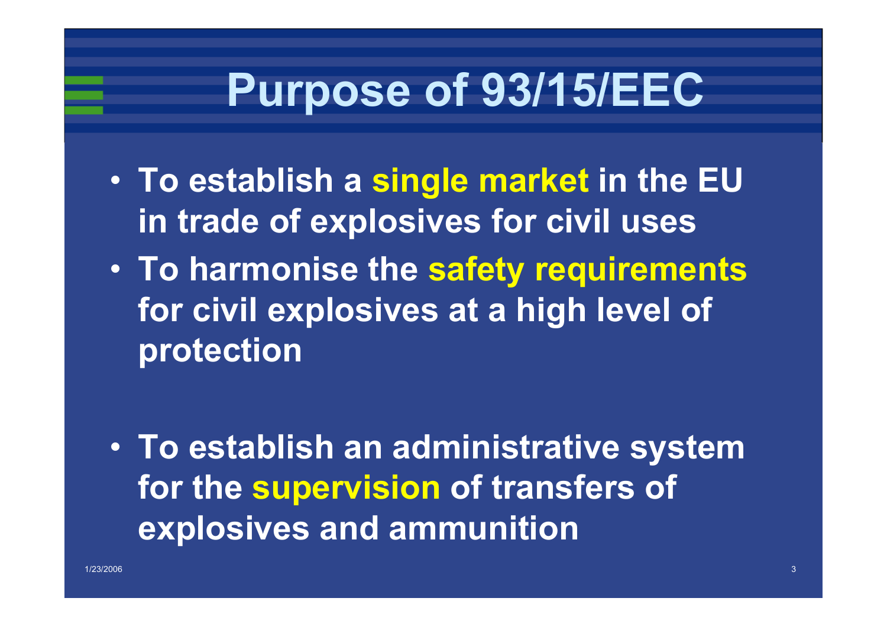# Purpose of 93/15/EEC

- To establish a **single market** in the EU in trade of explosives for civil uses
- To harmonise the **safety requirements** for civil explosives at a high level of protection
- To establish an administrative system for the **supervision** of transfers of explosives and ammunition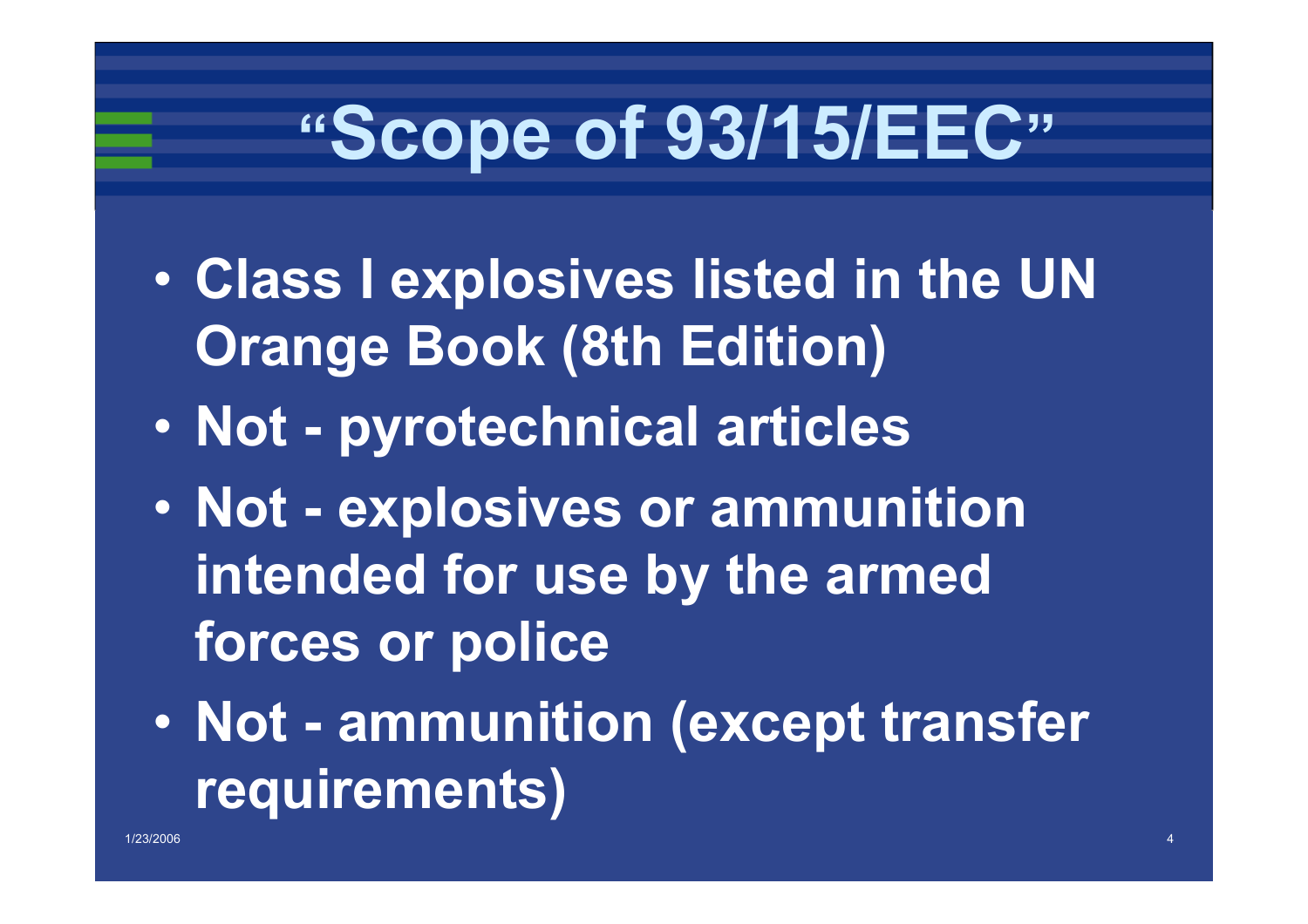# "Scope of 93/15/EEC"

- Class I explosives listed in the UN Orange Book (8th Edition)
- Not - pyrotechnical articles
- Not - explosives or ammunition intended for use by the armed forces or police
- Not - ammunition (except transfer requirements)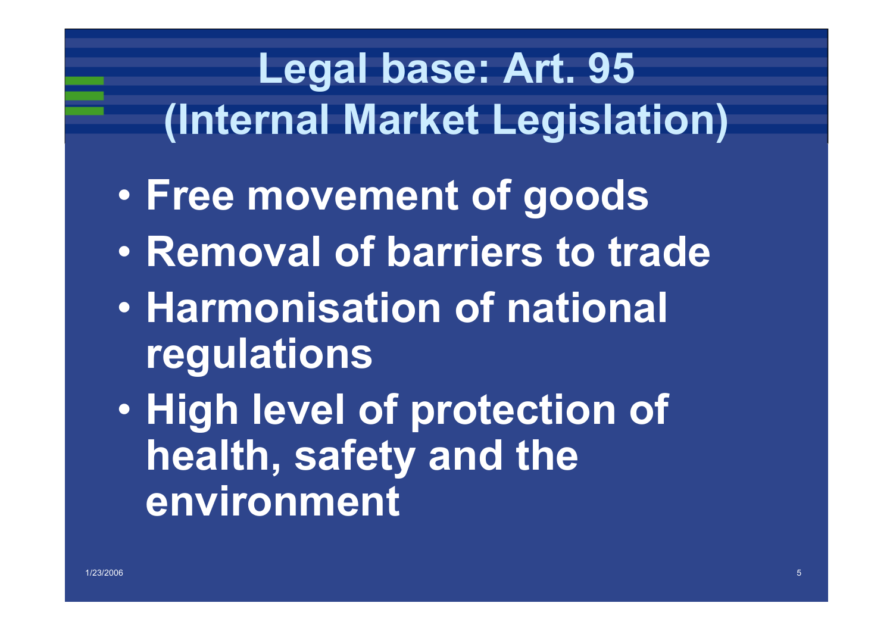# Legal base: Art. 95 (Internal Market Legislation)

- Free movement of goods
- Removal of barriers to trade
- Harmonisation of national regulations
- High level of protection of health, safety and the environment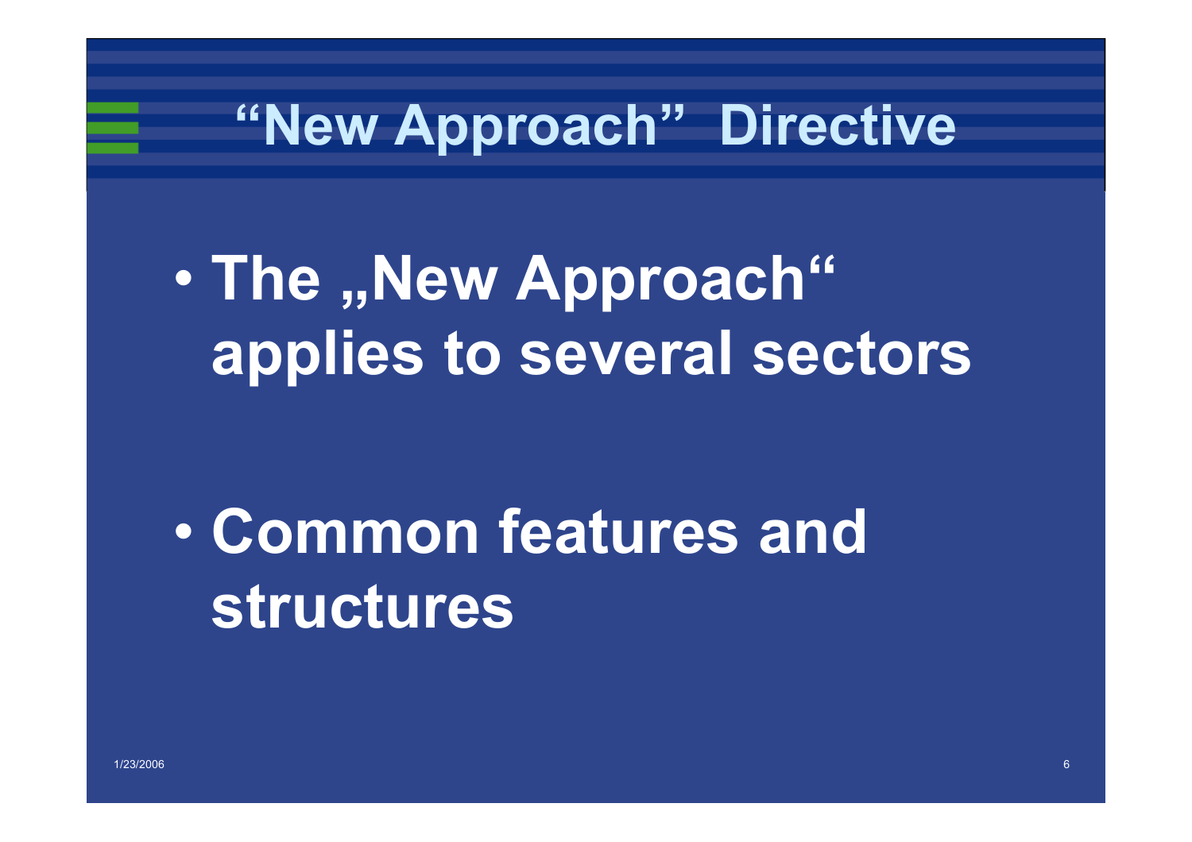# "New Approach" Directive

- **The „New Approach" applies to several sectors**

- **Common features and structures**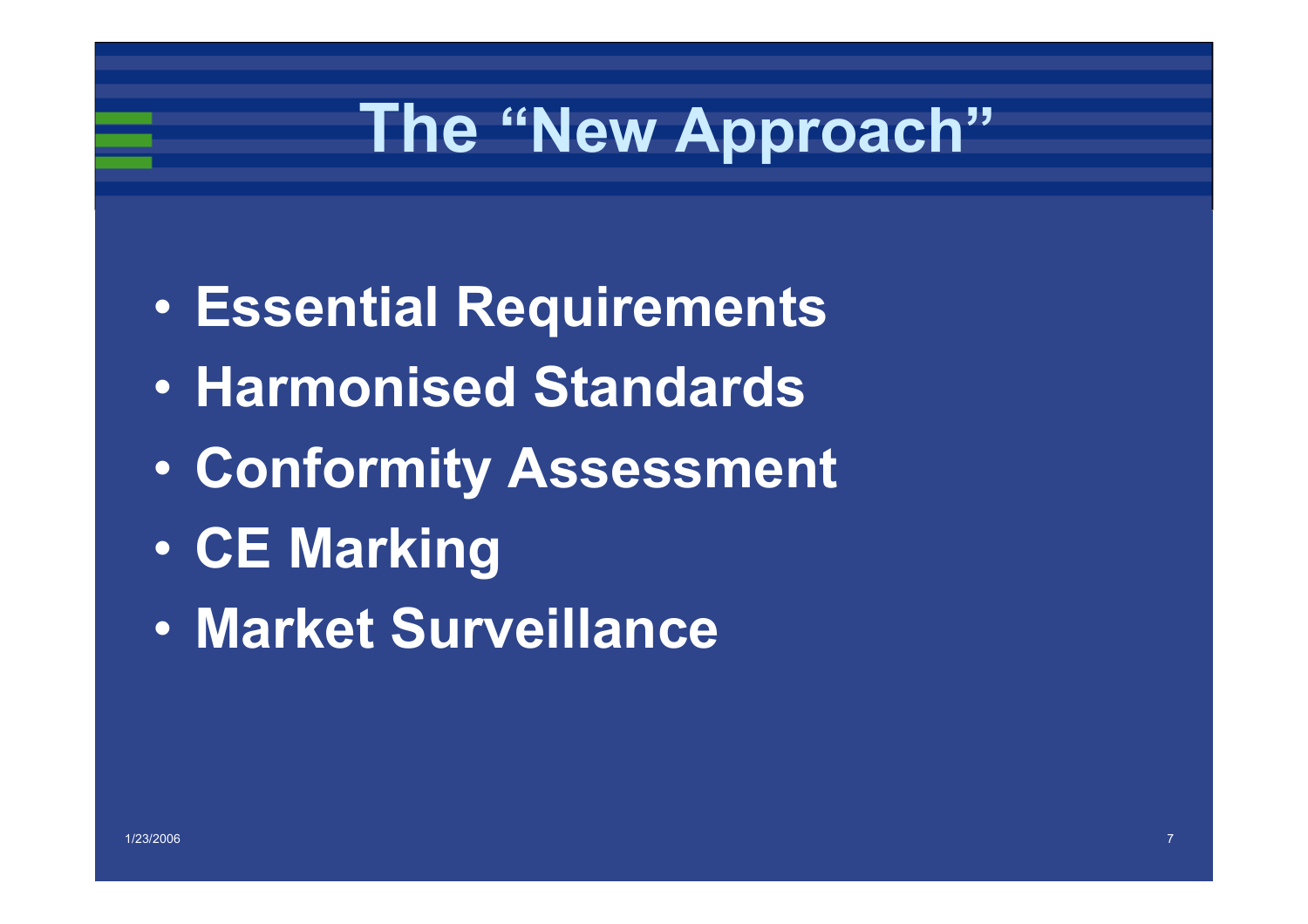# The "New Approach"

- Essential Requirements
- Harmonised Standards
- Conformity Assessment
- CE Marking
- Market Surveillance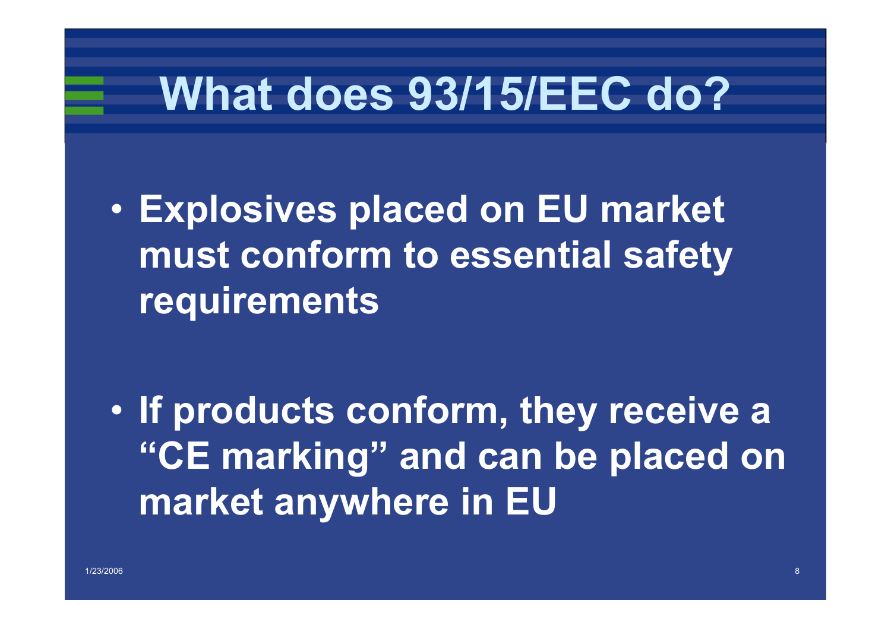# What does 93/15/EEC do?

- **Explosives placed on EU market must conform to essential safety requirements**

- **If products conform, they receive a "CE marking" and can be placed on market anywhere in EU**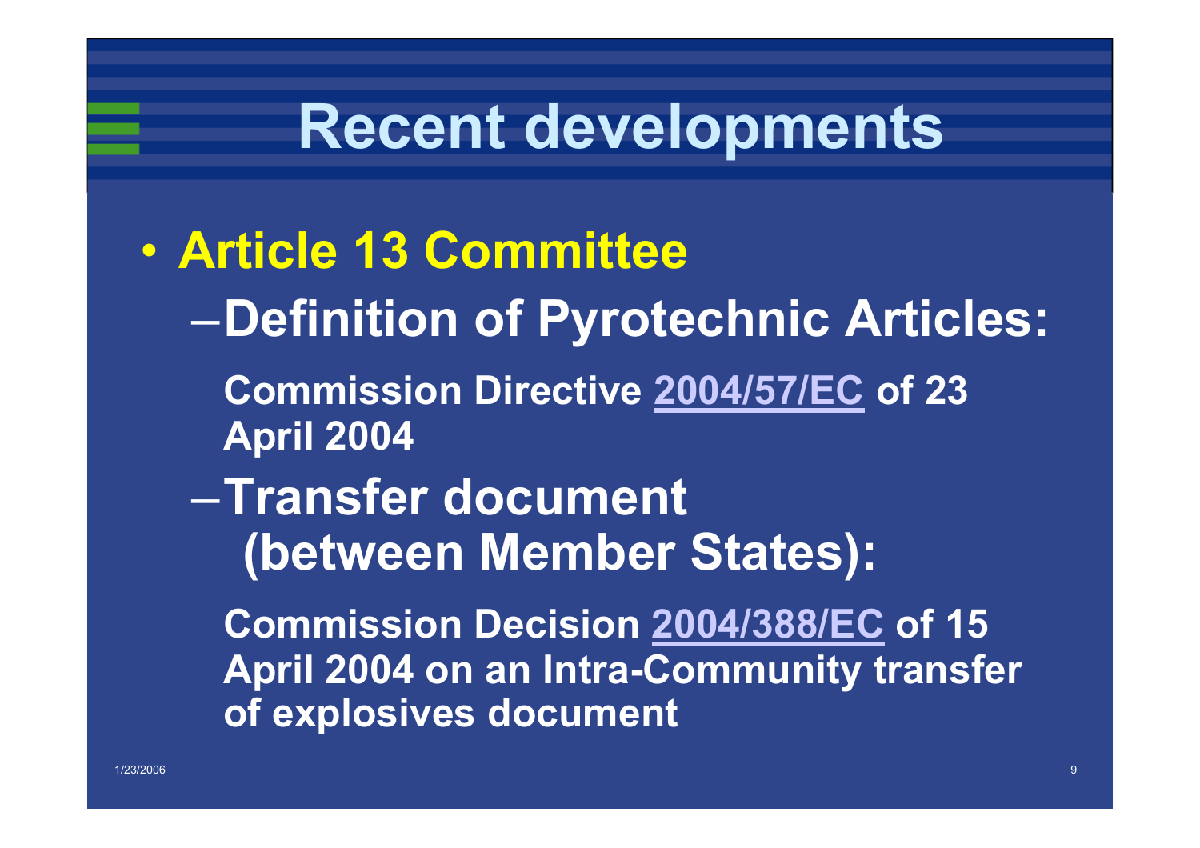# Recent developments

- **Article 13 Committee**
  - **Definition of Pyrotechnic Articles:**

    **Commission Directive 2004/57/EC of 23 April 2004**
  - **Transfer document (between Member States):**

    **Commission Decision 2004/388/EC of 15 April 2004 on an Intra-Community transfer of explosives document**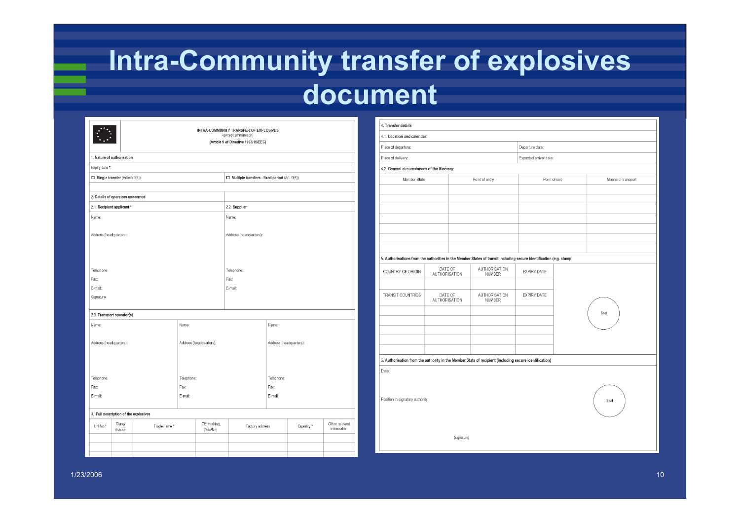# Intra-Community transfer of explosives document

**INTRA-COMMUNITY TRANSFER OF EXPLOSIVES**
(except ammunition)
**(Article 9 of Directive 1993/15/EEC)**

**1. Nature of authorisation**

Expiry date *:

☐ **Single transfer** (Article 9(5)) ☐ **Multiple transfers - fixed period** (Art. 9(5))

**2. Details of operators concerned**

| 2.1. Recipient applicant * | 2.2. Supplier |
|---|---|
| Name: | Name: |
| Address (headquarters): | Address (headquarters): |
| Telephone: | Telephone: |
| Fax: | Fax: |
| E-mail: | E-mail: |
| Signature: | |

**2.3. Transport operator(s)**

| | | |
|---|---|---|
| Name: | Name: | Name: |
| Address (headquarters): | Address (headquarters): | Address (headquarters): |
| Telephone: | Telephone: | Telephone: |
| Fax: | Fax: | Fax: |
| E-mail: | E-mail: | E-mail: |

**3. Full description of the explosives**

| UN No * | Class/ division | Trade name * | CE marking (Yes/No) | Factory address | Quantity * | Other relevant information |
|---|---|---|---|---|---|---|
| | | | | | | |
| | | | | | | |

**4. Transfer details**

4.1. Location and calendar:

| | |
|---|---|
| Place of departure: | Departure date: |
| Place of delivery: | Expected arrival date: |

**4.2. General circumstances of the itinerary:**

| Member State | Point of entry | Point of exit | Means of transport |
|---|---|---|---|
| | | | |
| | | | |
| | | | |
| | | | |
| | | | |
| | | | |
| | | | |

**5. Authorisations from the authorities in the Member States of transit including secure identification (e.g. stamp)**

| COUNTRY OF ORIGIN | DATE OF AUTHORISATION | AUTHORISATION NUMBER | EXPIRY DATE |
|---|---|---|---|
| | | | |
| **TRANSIT COUNTRIES** | **DATE OF AUTHORISATION** | **AUTHORISATION NUMBER** | **EXPIRY DATE** |
| | | | |
| | | | |
| | | | |
| | | | |
| | | | |

Seal

**6. Authorisation from the authority in the Member State of recipient (including secure identification)**

Date:

Position in signatory authority:

Seal

(signature)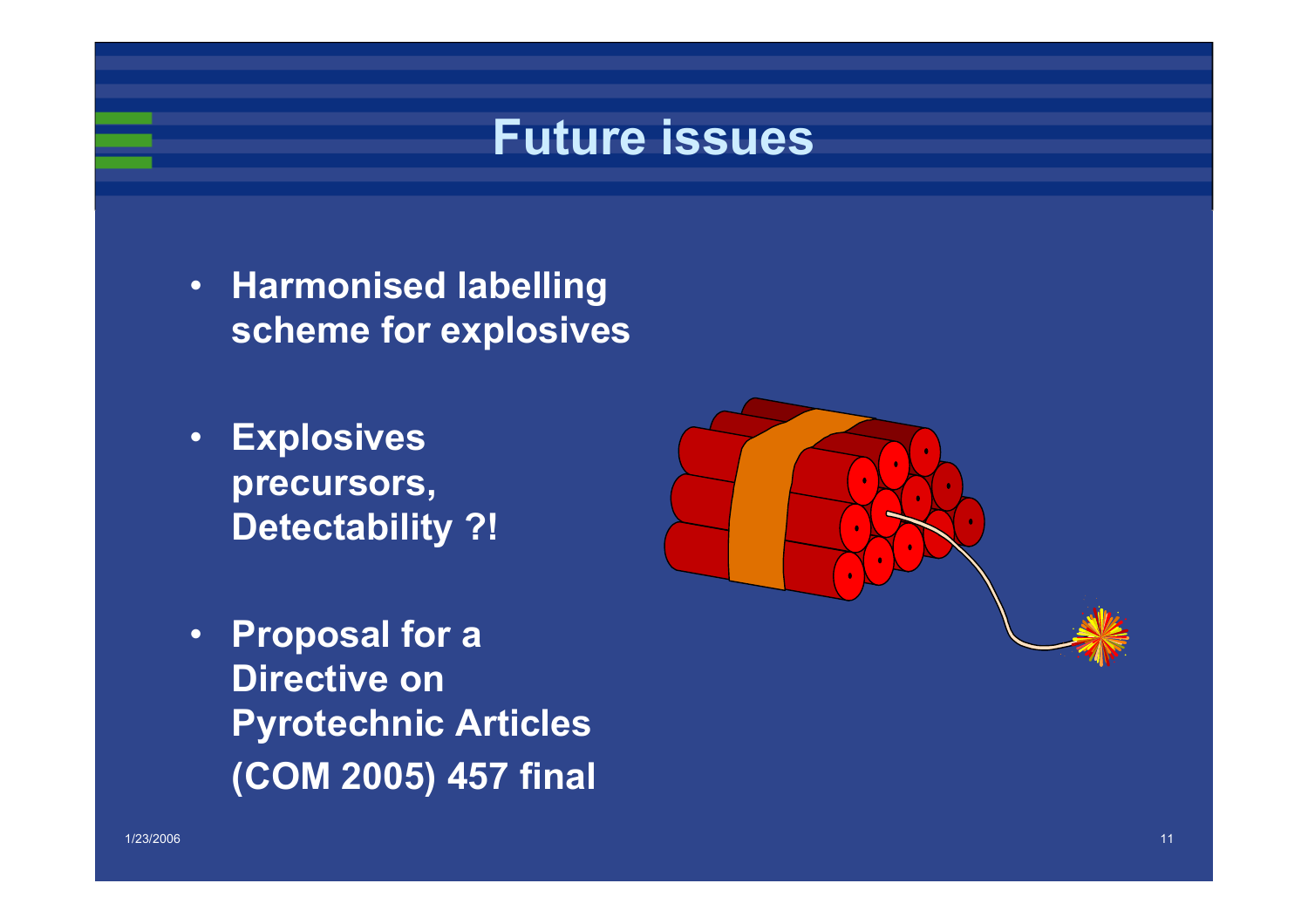# Future issues

- **Harmonised labelling scheme for explosives**
- **Explosives precursors, Detectability ?!**
- **Proposal for a Directive on Pyrotechnic Articles (COM 2005) 457 final**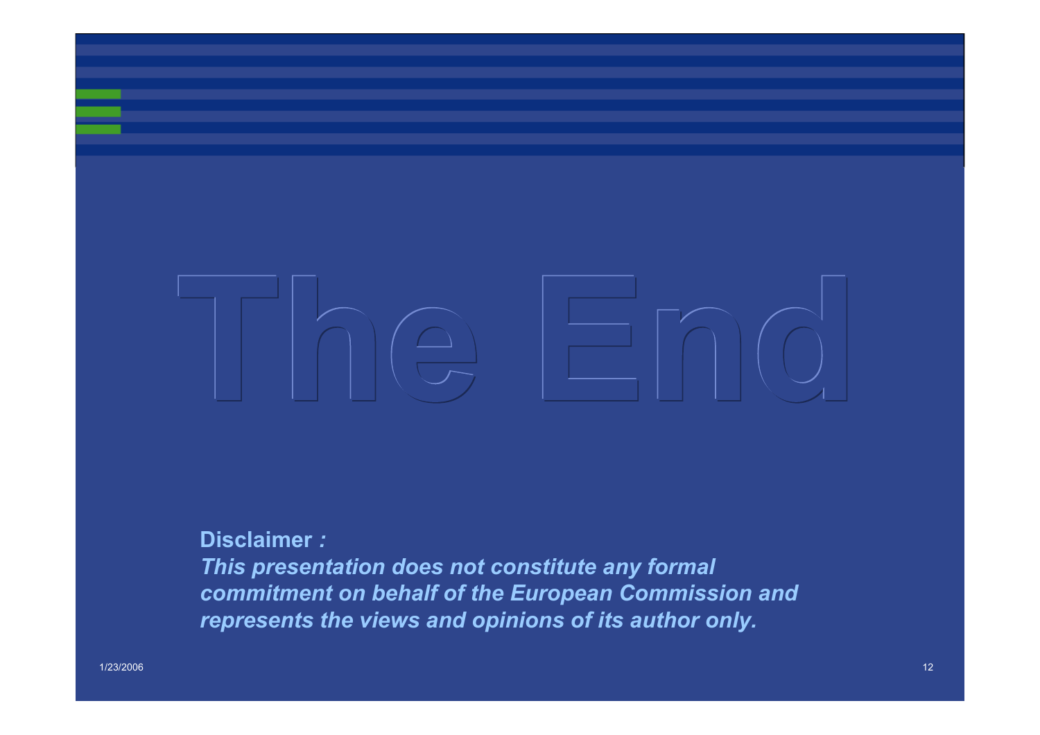# The End

**Disclaimer** ***:***
***This presentation does not constitute any formal commitment on behalf of the European Commission and represents the views and opinions of its author only.***